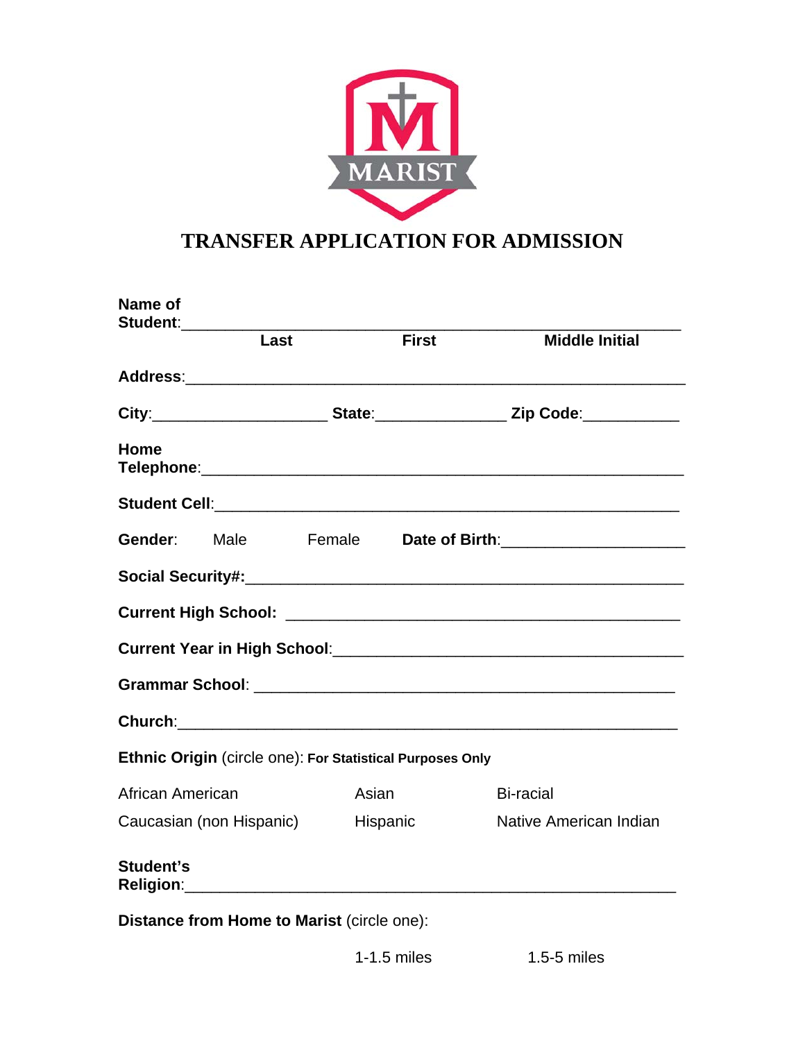MARIST

# TRANSFER APPLICATION FOR ADMISSION

**Name of Student**:\_\_\_\_\_\_\_\_\_\_\_\_\_\_\_\_\_\_\_\_\_\_\_\_\_\_\_\_\_\_\_\_\_\_\_\_\_\_\_\_\_\_\_\_\_\_\_\_\_\_\_\_\_\_
**Last** **First** **Middle Initial**

**Address**:\_\_\_\_\_\_\_\_\_\_\_\_\_\_\_\_\_\_\_\_\_\_\_\_\_\_\_\_\_\_\_\_\_\_\_\_\_\_\_\_\_\_\_\_\_\_\_\_\_\_\_\_\_\_

**City**:\_\_\_\_\_\_\_\_\_\_\_\_\_\_\_\_\_\_\_\_ **State**:\_\_\_\_\_\_\_\_\_\_\_\_\_\_\_ **Zip Code**:\_\_\_\_\_\_\_\_\_\_\_

**Home Telephone**:\_\_\_\_\_\_\_\_\_\_\_\_\_\_\_\_\_\_\_\_\_\_\_\_\_\_\_\_\_\_\_\_\_\_\_\_\_\_\_\_\_\_\_\_\_\_\_\_\_\_\_\_\_\_

**Student Cell**:\_\_\_\_\_\_\_\_\_\_\_\_\_\_\_\_\_\_\_\_\_\_\_\_\_\_\_\_\_\_\_\_\_\_\_\_\_\_\_\_\_\_\_\_\_\_\_\_\_\_\_\_\_\_

**Gender**: Male Female **Date of Birth**:\_\_\_\_\_\_\_\_\_\_\_\_\_\_\_\_\_\_\_\_

**Social Security#:**\_\_\_\_\_\_\_\_\_\_\_\_\_\_\_\_\_\_\_\_\_\_\_\_\_\_\_\_\_\_\_\_\_\_\_\_\_\_\_\_\_\_\_\_\_\_\_\_\_\_\_\_\_\_

**Current High School:** \_\_\_\_\_\_\_\_\_\_\_\_\_\_\_\_\_\_\_\_\_\_\_\_\_\_\_\_\_\_\_\_\_\_\_\_\_\_\_\_\_\_\_\_\_\_\_\_\_\_\_\_\_\_

**Current Year in High School**:\_\_\_\_\_\_\_\_\_\_\_\_\_\_\_\_\_\_\_\_\_\_\_\_\_\_\_\_\_\_\_\_\_\_\_\_\_\_\_\_\_\_\_\_\_\_\_\_\_\_\_\_\_\_

**Grammar School**: \_\_\_\_\_\_\_\_\_\_\_\_\_\_\_\_\_\_\_\_\_\_\_\_\_\_\_\_\_\_\_\_\_\_\_\_\_\_\_\_\_\_\_\_\_\_\_\_\_\_\_\_\_\_

**Church**:\_\_\_\_\_\_\_\_\_\_\_\_\_\_\_\_\_\_\_\_\_\_\_\_\_\_\_\_\_\_\_\_\_\_\_\_\_\_\_\_\_\_\_\_\_\_\_\_\_\_\_\_\_\_

**Ethnic Origin** (circle one): **For Statistical Purposes Only**

| | | |
|---|---|---|
| African American | Asian | Bi-racial |
| Caucasian (non Hispanic) | Hispanic | Native American Indian |

**Student's Religion**:\_\_\_\_\_\_\_\_\_\_\_\_\_\_\_\_\_\_\_\_\_\_\_\_\_\_\_\_\_\_\_\_\_\_\_\_\_\_\_\_\_\_\_\_\_\_\_\_\_\_\_\_\_\_

**Distance from Home to Marist** (circle one):

1-1.5 miles 1.5-5 miles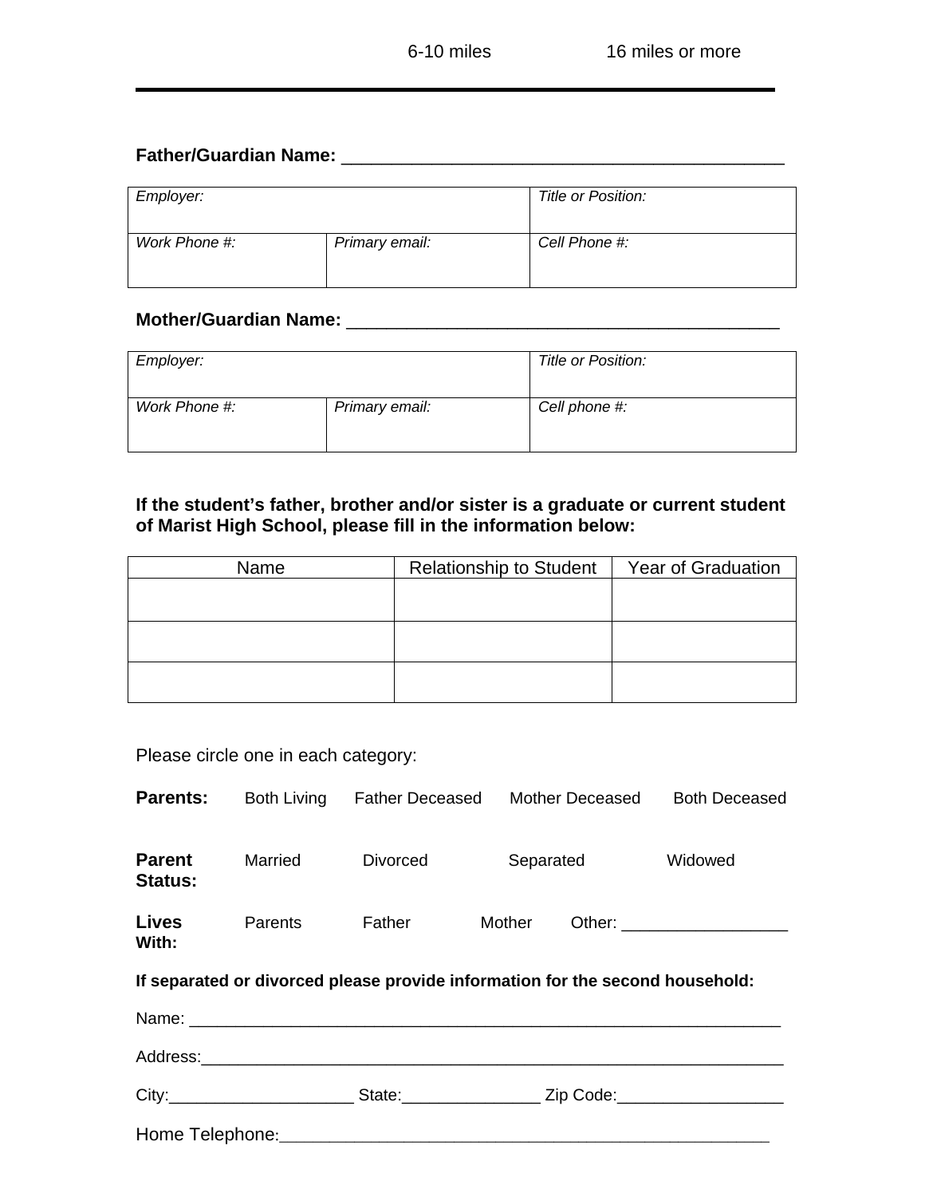6-10 miles 16 miles or more

---

**Father/Guardian Name:** ___________________________________________

| *Employer:* | | *Title or Position:* |
|---|---|---|
| *Work Phone #:* | *Primary email:* | *Cell Phone #:* |

**Mother/Guardian Name:** ___________________________________________

| *Employer:* | | *Title or Position:* |
|---|---|---|
| *Work Phone #:* | *Primary email:* | *Cell phone #:* |

**If the student's father, brother and/or sister is a graduate or current student of Marist High School, please fill in the information below:**

| Name | Relationship to Student | Year of Graduation |
|---|---|---|
| | | |
| | | |
| | | |

Please circle one in each category:

**Parents:** Both Living Father Deceased Mother Deceased Both Deceased

**Parent Status:** Married Divorced Separated Widowed

**Lives With:** Parents Father Mother Other: _________________

**If separated or divorced please provide information for the second household:**

Name: _________________________________________________________________

Address:_______________________________________________________________

City:____________________ State:_______________ Zip Code:__________________

Home Telephone:_______________________________________________________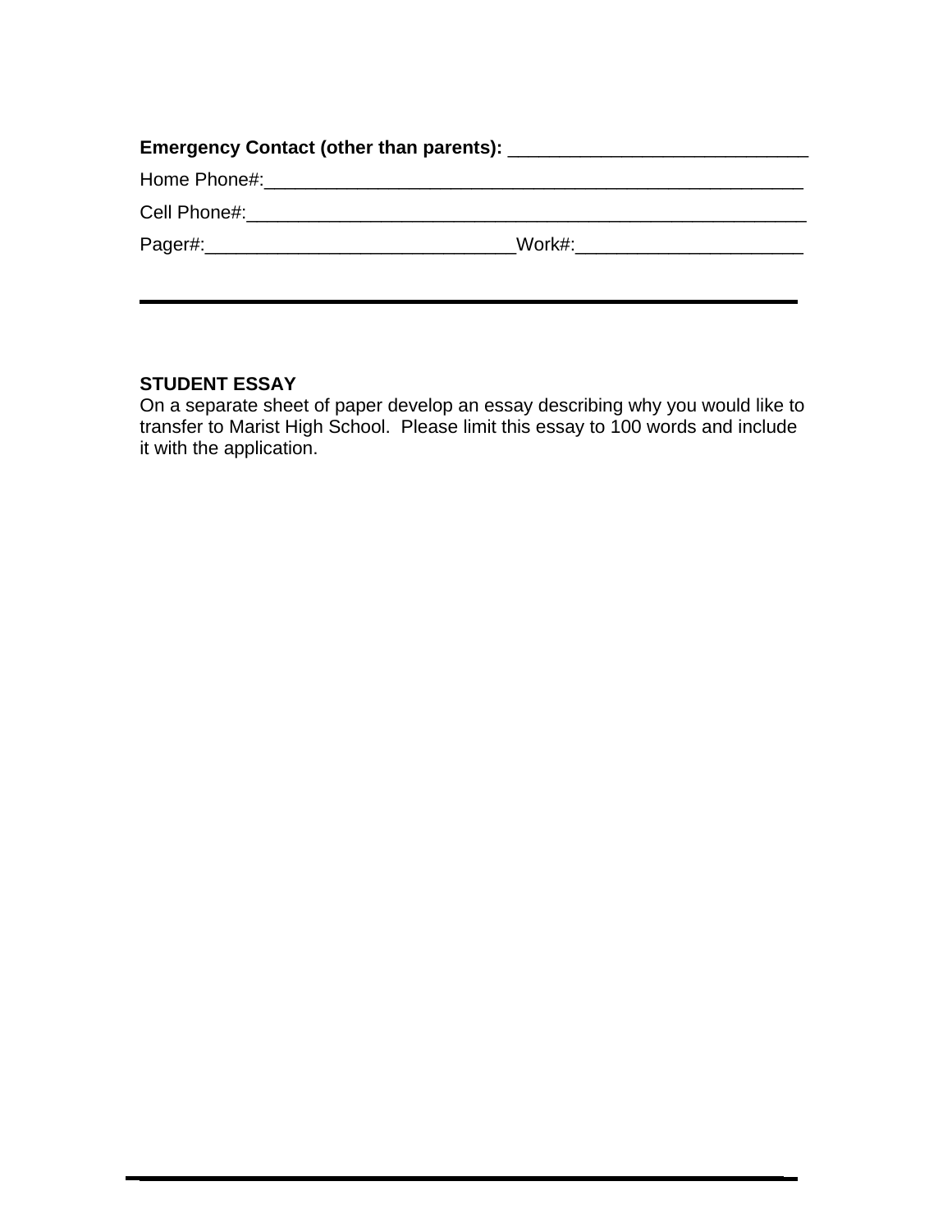**Emergency Contact (other than parents):** _____________________________

Home Phone#:_____________________________________________________

Cell Phone#:______________________________________________________

Pager#:______________________________Work#:______________________

---

**STUDENT ESSAY**

On a separate sheet of paper develop an essay describing why you would like to transfer to Marist High School. Please limit this essay to 100 words and include it with the application.